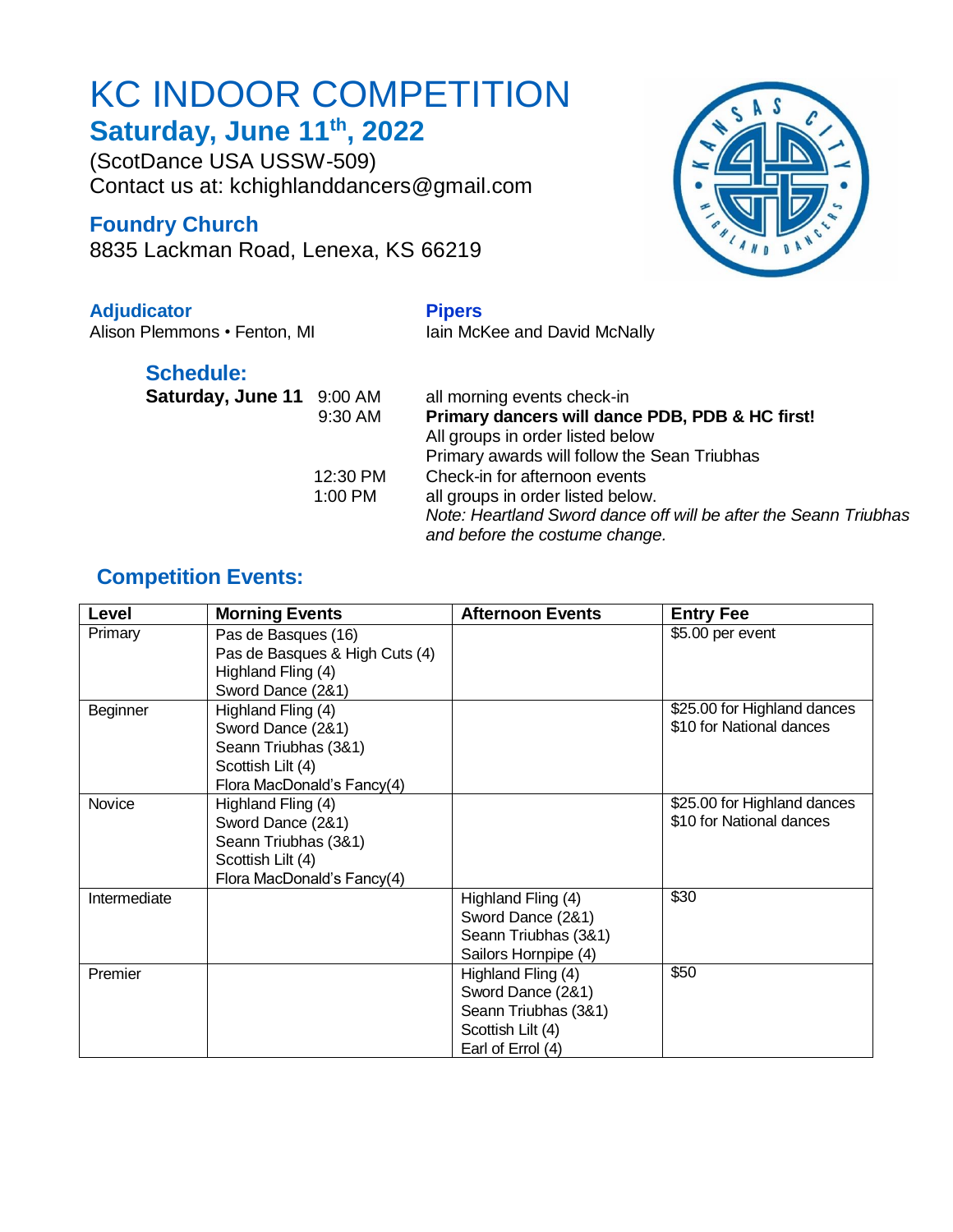# KC INDOOR COMPETITION

## Saturday, June 11th, 2022

(ScotDance USA USSW-509)
Contact us at: kchighlanddancers@gmail.com

### Foundry Church

8835 Lackman Road, Lenexa, KS 66219

### Adjudicator

Alison Plemmons • Fenton, MI

### Pipers

Iain McKee and David McNally

### Schedule:

**Saturday, June 11**

| Time | Event |
|---|---|
| 9:00 AM | all morning events check-in |
| 9:30 AM | **Primary dancers will dance PDB, PDB & HC first!** All groups in order listed below. Primary awards will follow the Sean Triubhas |
| 12:30 PM | Check-in for afternoon events |
| 1:00 PM | all groups in order listed below. *Note: Heartland Sword dance off will be after the Seann Triubhas and before the costume change.* |

## Competition Events:

| Level | Morning Events | Afternoon Events | Entry Fee |
|---|---|---|---|
| Primary | Pas de Basques (16)<br>Pas de Basques & High Cuts (4)<br>Highland Fling (4)<br>Sword Dance (2&1) | | $5.00 per event |
| Beginner | Highland Fling (4)<br>Sword Dance (2&1)<br>Seann Triubhas (3&1)<br>Scottish Lilt (4)<br>Flora MacDonald's Fancy(4) | | $25.00 for Highland dances<br>$10 for National dances |
| Novice | Highland Fling (4)<br>Sword Dance (2&1)<br>Seann Triubhas (3&1)<br>Scottish Lilt (4)<br>Flora MacDonald's Fancy(4) | | $25.00 for Highland dances<br>$10 for National dances |
| Intermediate | | Highland Fling (4)<br>Sword Dance (2&1)<br>Seann Triubhas (3&1)<br>Sailors Hornpipe (4) | $30 |
| Premier | | Highland Fling (4)<br>Sword Dance (2&1)<br>Seann Triubhas (3&1)<br>Scottish Lilt (4)<br>Earl of Errol (4) | $50 |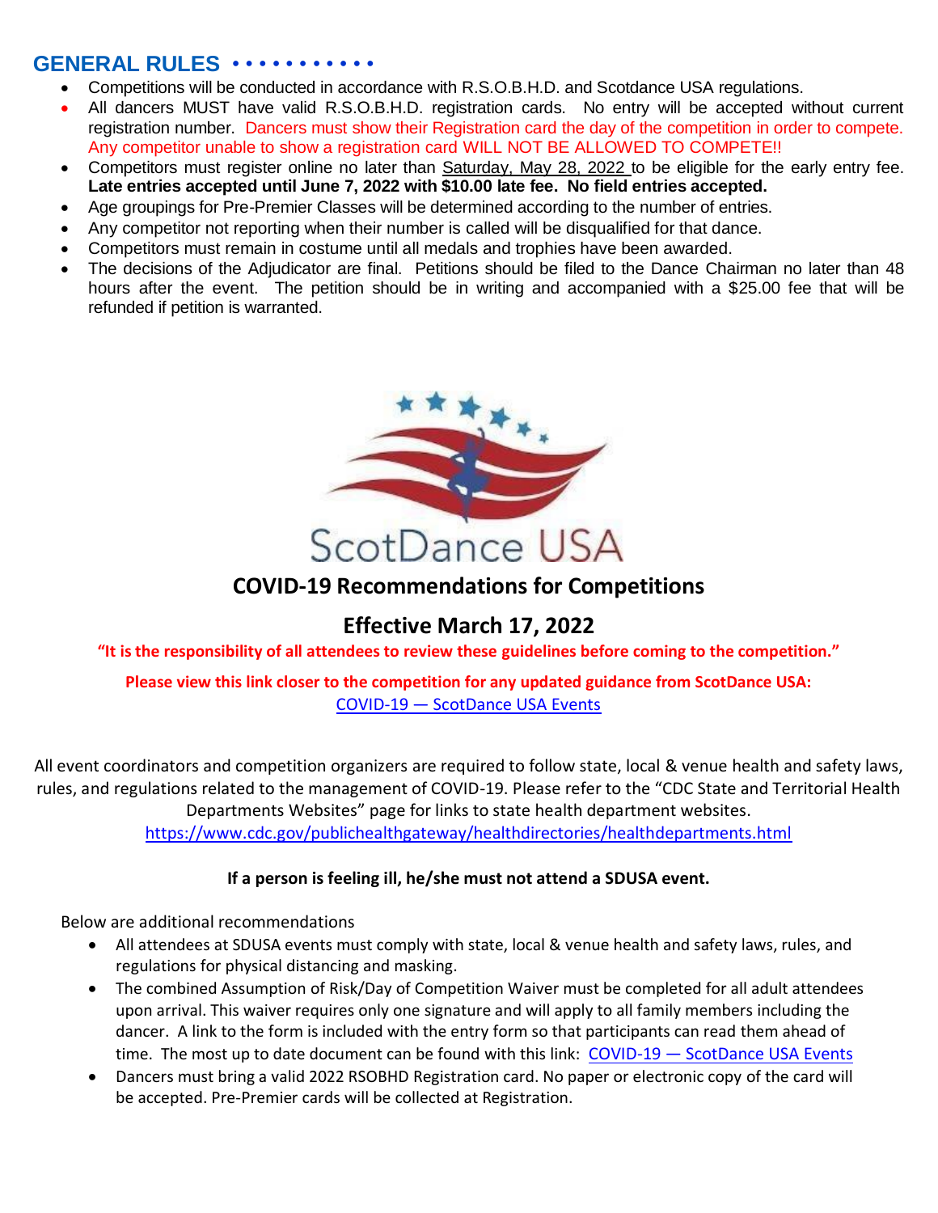## GENERAL RULES

- Competitions will be conducted in accordance with R.S.O.B.H.D. and Scotdance USA regulations.
- All dancers MUST have valid R.S.O.B.H.D. registration cards. No entry will be accepted without current registration number. Dancers must show their Registration card the day of the competition in order to compete. Any competitor unable to show a registration card WILL NOT BE ALLOWED TO COMPETE!!
- Competitors must register online no later than Saturday, May 28, 2022 to be eligible for the early entry fee. **Late entries accepted until June 7, 2022 with $10.00 late fee. No field entries accepted.**
- Age groupings for Pre-Premier Classes will be determined according to the number of entries.
- Any competitor not reporting when their number is called will be disqualified for that dance.
- Competitors must remain in costume until all medals and trophies have been awarded.
- The decisions of the Adjudicator are final. Petitions should be filed to the Dance Chairman no later than 48 hours after the event. The petition should be in writing and accompanied with a $25.00 fee that will be refunded if petition is warranted.

ScotDance USA

## COVID-19 Recommendations for Competitions

## Effective March 17, 2022

**"It is the responsibility of all attendees to review these guidelines before coming to the competition."**

**Please view this link closer to the competition for any updated guidance from ScotDance USA:**
COVID-19 — ScotDance USA Events

All event coordinators and competition organizers are required to follow state, local & venue health and safety laws, rules, and regulations related to the management of COVID-19. Please refer to the "CDC State and Territorial Health Departments Websites" page for links to state health department websites.
https://www.cdc.gov/publichealthgateway/healthdirectories/healthdepartments.html

**If a person is feeling ill, he/she must not attend a SDUSA event.**

Below are additional recommendations

- All attendees at SDUSA events must comply with state, local & venue health and safety laws, rules, and regulations for physical distancing and masking.
- The combined Assumption of Risk/Day of Competition Waiver must be completed for all adult attendees upon arrival. This waiver requires only one signature and will apply to all family members including the dancer. A link to the form is included with the entry form so that participants can read them ahead of time. The most up to date document can be found with this link: COVID-19 — ScotDance USA Events
- Dancers must bring a valid 2022 RSOBHD Registration card. No paper or electronic copy of the card will be accepted. Pre-Premier cards will be collected at Registration.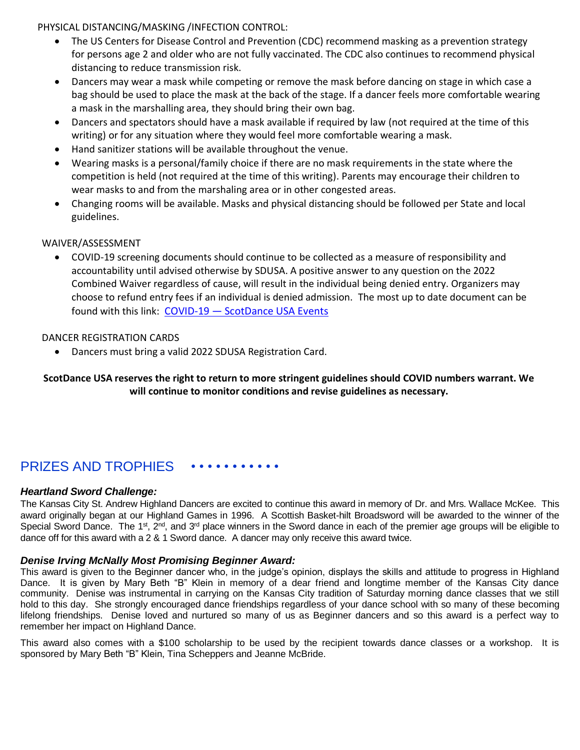PHYSICAL DISTANCING/MASKING /INFECTION CONTROL:

- The US Centers for Disease Control and Prevention (CDC) recommend masking as a prevention strategy for persons age 2 and older who are not fully vaccinated. The CDC also continues to recommend physical distancing to reduce transmission risk.
- Dancers may wear a mask while competing or remove the mask before dancing on stage in which case a bag should be used to place the mask at the back of the stage. If a dancer feels more comfortable wearing a mask in the marshalling area, they should bring their own bag.
- Dancers and spectators should have a mask available if required by law (not required at the time of this writing) or for any situation where they would feel more comfortable wearing a mask.
- Hand sanitizer stations will be available throughout the venue.
- Wearing masks is a personal/family choice if there are no mask requirements in the state where the competition is held (not required at the time of this writing). Parents may encourage their children to wear masks to and from the marshaling area or in other congested areas.
- Changing rooms will be available. Masks and physical distancing should be followed per State and local guidelines.

WAIVER/ASSESSMENT

- COVID-19 screening documents should continue to be collected as a measure of responsibility and accountability until advised otherwise by SDUSA. A positive answer to any question on the 2022 Combined Waiver regardless of cause, will result in the individual being denied entry. Organizers may choose to refund entry fees if an individual is denied admission. The most up to date document can be found with this link: COVID-19 — ScotDance USA Events

DANCER REGISTRATION CARDS

- Dancers must bring a valid 2022 SDUSA Registration Card.

**ScotDance USA reserves the right to return to more stringent guidelines should COVID numbers warrant. We will continue to monitor conditions and revise guidelines as necessary.**

## PRIZES AND TROPHIES

### *Heartland Sword Challenge:*

The Kansas City St. Andrew Highland Dancers are excited to continue this award in memory of Dr. and Mrs. Wallace McKee. This award originally began at our Highland Games in 1996. A Scottish Basket-hilt Broadsword will be awarded to the winner of the Special Sword Dance. The 1st, 2nd, and 3rd place winners in the Sword dance in each of the premier age groups will be eligible to dance off for this award with a 2 & 1 Sword dance. A dancer may only receive this award twice.

### *Denise Irving McNally Most Promising Beginner Award:*

This award is given to the Beginner dancer who, in the judge's opinion, displays the skills and attitude to progress in Highland Dance. It is given by Mary Beth "B" Klein in memory of a dear friend and longtime member of the Kansas City dance community. Denise was instrumental in carrying on the Kansas City tradition of Saturday morning dance classes that we still hold to this day. She strongly encouraged dance friendships regardless of your dance school with so many of these becoming lifelong friendships. Denise loved and nurtured so many of us as Beginner dancers and so this award is a perfect way to remember her impact on Highland Dance.

This award also comes with a $100 scholarship to be used by the recipient towards dance classes or a workshop. It is sponsored by Mary Beth "B" Klein, Tina Scheppers and Jeanne McBride.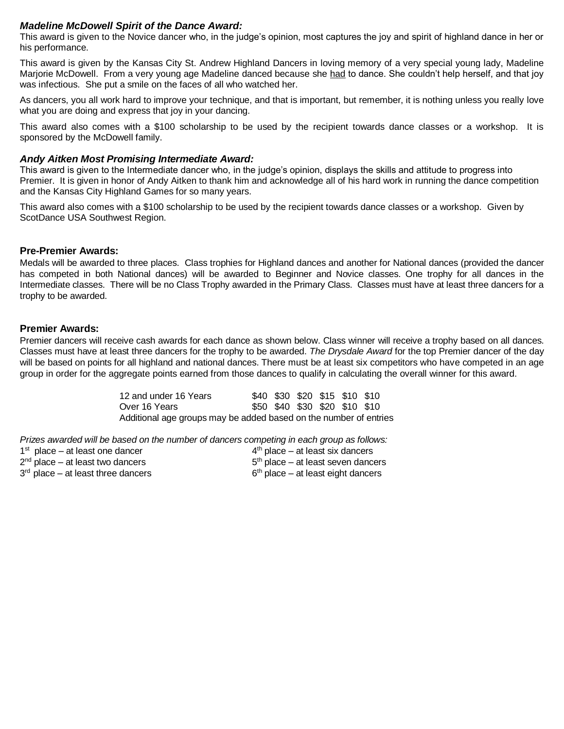***Madeline McDowell Spirit of the Dance Award:***
This award is given to the Novice dancer who, in the judge's opinion, most captures the joy and spirit of highland dance in her or his performance.

This award is given by the Kansas City St. Andrew Highland Dancers in loving memory of a very special young lady, Madeline Marjorie McDowell. From a very young age Madeline danced because she had to dance. She couldn't help herself, and that joy was infectious. She put a smile on the faces of all who watched her.

As dancers, you all work hard to improve your technique, and that is important, but remember, it is nothing unless you really love what you are doing and express that joy in your dancing.

This award also comes with a $100 scholarship to be used by the recipient towards dance classes or a workshop. It is sponsored by the McDowell family.

***Andy Aitken Most Promising Intermediate Award:***
This award is given to the Intermediate dancer who, in the judge's opinion, displays the skills and attitude to progress into Premier. It is given in honor of Andy Aitken to thank him and acknowledge all of his hard work in running the dance competition and the Kansas City Highland Games for so many years.

This award also comes with a $100 scholarship to be used by the recipient towards dance classes or a workshop. Given by ScotDance USA Southwest Region.

**Pre-Premier Awards:**
Medals will be awarded to three places. Class trophies for Highland dances and another for National dances (provided the dancer has competed in both National dances) will be awarded to Beginner and Novice classes. One trophy for all dances in the Intermediate classes. There will be no Class Trophy awarded in the Primary Class. Classes must have at least three dancers for a trophy to be awarded.

**Premier Awards:**
Premier dancers will receive cash awards for each dance as shown below. Class winner will receive a trophy based on all dances. Classes must have at least three dancers for the trophy to be awarded. *The Drysdale Award* for the top Premier dancer of the day will be based on points for all highland and national dances. There must be at least six competitors who have competed in an age group in order for the aggregate points earned from those dances to qualify in calculating the overall winner for this award.

| | | | | | | |
|---|---|---|---|---|---|---|
| 12 and under 16 Years | $40 | $30 | $20 | $15 | $10 | $10 |
| Over 16 Years | $50 | $40 | $30 | $20 | $10 | $10 |

Additional age groups may be added based on the number of entries

*Prizes awarded will be based on the number of dancers competing in each group as follows:*

1st place – at least one dancer
2nd place – at least two dancers
3rd place – at least three dancers
4th place – at least six dancers
5th place – at least seven dancers
6th place – at least eight dancers